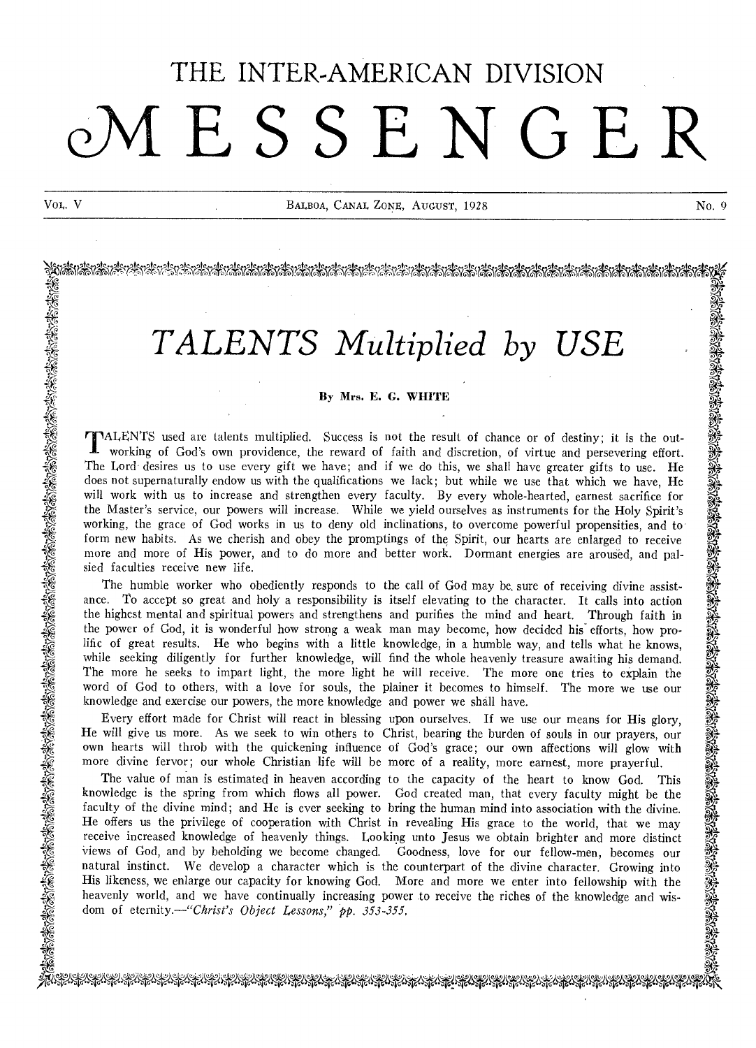# THE INTER-AMERICAN DIVISION MESSENGER

VOL. V — BALBOA, CANAL ZONE, AUGUST, 1928 — No. 9

## *TALENTS Multiplied by USE*

By MRS. E. G. WHITE

TALENTS used are talents multiplied. Success is not the result of chance or of destiny; it is the outworking of God's own providence, the reward of faith and discretion, of virtue and persevering effort. The Lord desires us to use every gift we have; and if we do this, we shall have greater gifts to use. He does not supernaturally endow us with the qualifications we lack; but while we use that which we have, He will work with us to increase and strengthen every faculty. By every whole-hearted, earnest sacrifice for the Master's service, our powers will increase. While we yield ourselves as instruments for the Holy Spirit's working, the grace of God works in us to deny old inclinations, to overcome powerful propensities, and to form new habits. As we cherish and obey the promptings of the Spirit, our hearts are enlarged to receive more and more of His power, and to do more and better work. Dormant energies are aroused, and palsied faculties receive new life.

The humble worker who obediently responds to the call of God may be sure of receiving divine assistance. To accept so great and holy a responsibility is itself elevating to the character. It calls into action the highest mental and spiritual powers and strengthens and purifies the mind and heart. Through faith in the power of God, it is wonderful how strong a weak man may become, how decided his efforts, how prolific of great results. He who begins with a little knowledge, in a humble way, and tells what he knows, while seeking diligently for further knowledge, will find the whole heavenly treasure awaiting his demand. The more he seeks to impart light, the more light he will receive. The more one tries to explain the word of God to others, with a love for souls, the plainer it becomes to himself. The more we use our knowledge and exercise our powers, the more knowledge and power we shall have.

Every effort made for Christ will react in blessing upon ourselves. If we use our means for His glory, He will give us more. As we seek to win others to Christ, bearing the burden of souls in our prayers, our own hearts will throb with the quickening influence of God's grace; our own affections will glow with more divine fervor; our whole Christian life will be more of a reality, more earnest, more prayerful.

The value of man is estimated in heaven according to the capacity of the heart to know God. This knowledge is the spring from which flows all power. God created man, that every faculty might be the faculty of the divine mind; and He is ever seeking to bring the human mind into association with the divine. He offers us the privilege of cooperation with Christ in revealing His grace to the world, that we may receive increased knowledge of heavenly things. Looking unto Jesus we obtain brighter and more distinct views of God, and by beholding we become changed. Goodness, love for our fellow-men, becomes our natural instinct. We develop a character which is the counterpart of the divine character. Growing into His likeness, we enlarge our capacity for knowing God. More and more we enter into fellowship with the heavenly world, and we have continually increasing power to receive the riches of the knowledge and wisdom of eternity.—*"Christ's Object Lessons," pp. 353-355.*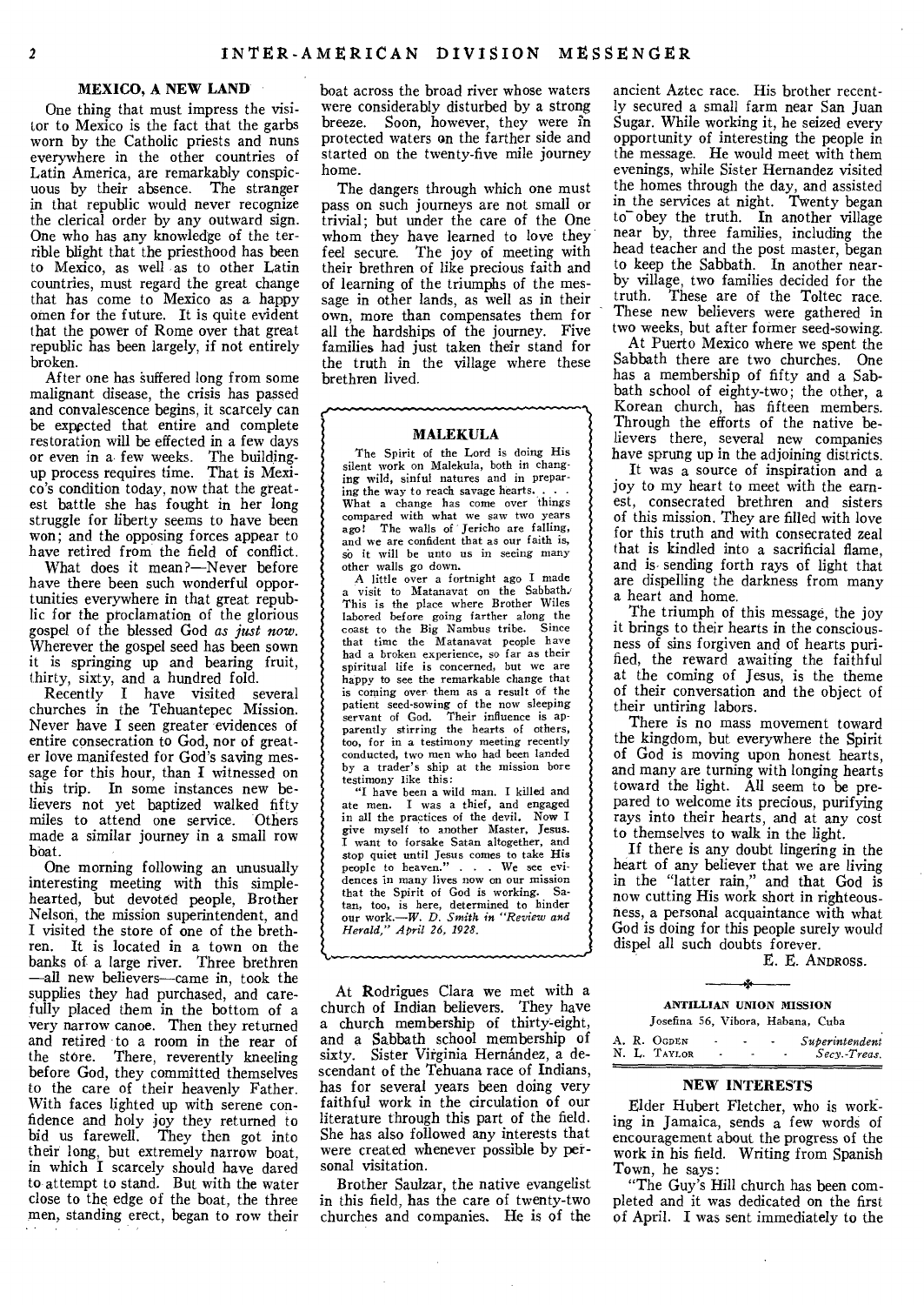## MEXICO, A NEW LAND

One thing that must impress the visitor to Mexico is the fact that the garbs worn by the Catholic priests and nuns everywhere in the other countries of Latin America, are remarkably conspicuous by their absence. The stranger in that republic would never recognize the clerical order by any outward sign. One who has any knowledge of the terrible blight that the priesthood has been to Mexico, as well as to other Latin countries, must regard the great change that has come to Mexico as a happy omen for the future. It is quite evident that the power of Rome over that great republic has been largely, if not entirely broken.

After one has suffered long from some malignant disease, the crisis has passed and convalescence begins, it scarcely can be expected that entire and complete restoration will be effected in a few days or even in a few weeks. The building-up process requires time. That is Mexico's condition today, now that the greatest battle she has fought in her long struggle for liberty seems to have been won; and the opposing forces appear to have retired from the field of conflict.

What does it mean?—Never before have there been such wonderful opportunities everywhere in that great republic for the proclamation of the glorious gospel of the blessed God *as just now.* Wherever the gospel seed has been sown it is springing up and bearing fruit, thirty, sixty, and a hundred fold.

Recently I have visited several churches in the Tehuantepec Mission. Never have I seen greater evidences of entire consecration to God, nor of greater love manifested for God's saving message for this hour, than I witnessed on this trip. In some instances new believers not yet baptized walked fifty miles to attend one service. Others made a similar journey in a small row boat.

One morning following an unusually interesting meeting with this simple-hearted, but devoted people, Brother Nelson, the mission superintendent, and I visited the store of one of the brethren. It is located in a town on the banks of a large river. Three brethren —all new believers—came in, took the supplies they had purchased, and carefully placed them in the bottom of a very narrow canoe. Then they returned and retired to a room in the rear of the store. There, reverently kneeling before God, they committed themselves to the care of their heavenly Father. With faces lighted up with serene confidence and holy joy they returned to bid us farewell. They then got into their long, but extremely narrow boat, in which I scarcely should have dared to attempt to stand. But with the water close to the edge of the boat, the three men, standing erect, began to row their boat across the broad river whose waters were considerably disturbed by a strong breeze. Soon, however, they were in protected waters on the farther side and started on the twenty-five mile journey home.

The dangers through which one must pass on such journeys are not small or trivial; but under the care of the One whom they have learned to love they feel secure. The joy of meeting with their brethren of like precious faith and of learning of the triumphs of the message in other lands, as well as in their own, more than compensates them for all the hardships of the journey. Five families had just taken their stand for the truth in the village where these brethren lived.

### MALEKULA

The Spirit of the Lord is doing His silent work on Malekula, both in changing wild, sinful natures and in preparing the way to reach savage hearts. . . . What a change has come over things compared with what we saw two years ago! The walls of Jericho are falling, and we are confident that as our faith is, so it will be unto us in seeing many other walls go down.

A little over a fortnight ago I made a visit to Matanavat on the Sabbath. This is the place where Brother Wiles labored before going farther along the coast to the Big Nambus tribe. Since that time the Matanavat people have had a broken experience, so far as their spiritual life is concerned, but we are happy to see the remarkable change that is coming over them as a result of the patient seed-sowing of the now sleeping servant of God. Their influence is apparently stirring the hearts of others, too, for in a testimony meeting recently conducted, two men who had been landed by a trader's ship at the mission bore testimony like this:

"I have been a wild man. I killed and ate men. I was a thief, and engaged in all the practices of the devil. Now I give myself to another Master, Jesus. I want to forsake Satan altogether, and stop quiet until Jesus comes to take His people to heaven." . . . We see evidences in many lives now on our mission that the Spirit of God is working. Satan, too, is here, determined to hinder our work.—*W. D. Smith in "Review and Herald," April 26, 1928.*

At Rodrigues Clara we met with a church of Indian believers. They have a church membership of thirty-eight, and a Sabbath school membership of sixty. Sister Virginia Hernández, a descendant of the Tehuana race of Indians, has for several years been doing very faithful work in the circulation of our literature through this part of the field. She has also followed any interests that were created whenever possible by personal visitation.

Brother Saulzar, the native evangelist in this field, has the care of twenty-two churches and companies. He is of the ancient Aztec race. His brother recently secured a small farm near San Juan Sugar. While working it, he seized every opportunity of interesting the people in the message. He would meet with them evenings, while Sister Hernandez visited the homes through the day, and assisted in the services at night. Twenty began to obey the truth. In another village near by, three families, including the head teacher and the post master, began to keep the Sabbath. In another nearby village, two families decided for the truth. These are of the Toltec race. These new believers were gathered in two weeks, but after former seed-sowing.

At Puerto Mexico where we spent the Sabbath there are two churches. One has a membership of fifty and a Sabbath school of eighty-two; the other, a Korean church, has fifteen members. Through the efforts of the native believers there, several new companies have sprung up in the adjoining districts.

It was a source of inspiration and a joy to my heart to meet with the earnest, consecrated brethren and sisters of this mission. They are filled with love for this truth and with consecrated zeal that is kindled into a sacrificial flame, and is sending forth rays of light that are dispelling the darkness from many a heart and home.

The triumph of this message, the joy it brings to their hearts in the consciousness of sins forgiven and of hearts purified, the reward awaiting the faithful at the coming of Jesus, is the theme of their conversation and the object of their untiring labors.

There is no mass movement toward the kingdom, but everywhere the Spirit of God is moving upon honest hearts, and many are turning with longing hearts toward the light. All seem to be prepared to welcome its precious, purifying rays into their hearts, and at any cost to themselves to walk in the light.

If there is any doubt lingering in the heart of any believer that we are living in the "latter rain," and that God is now cutting His work short in righteousness, a personal acquaintance with what God is doing for this people surely would dispel all such doubts forever.

E. E. ANDROSS.

---

**ANTILLIAN UNION MISSION**

Josefina 56, Vibora, Habana, Cuba

A. R. OGDEN — *Superintendent*
N. L. TAYLOR — *Secy.-Treas.*

## NEW INTERESTS

Elder Hubert Fletcher, who is working in Jamaica, sends a few words of encouragement about the progress of the work in his field. Writing from Spanish Town, he says:

"The Guy's Hill church has been completed and it was dedicated on the first of April. I was sent immediately to the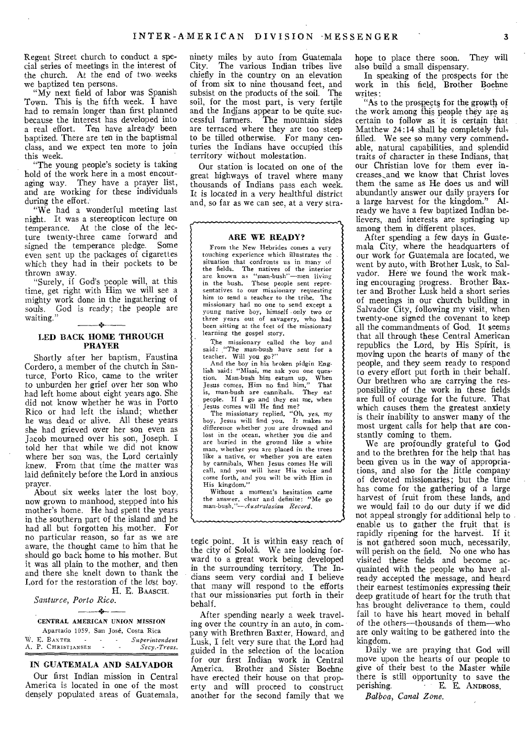Regent Street church to conduct a special series of meetings in the interest of the church. At the end of two weeks we baptized ten persons.

"My next field of labor was Spanish Town. This is the fifth week. I have had to remain longer than first planned because the interest has developed into a real effort. Ten have already been baptized. There are ten in the baptismal class, and we expect ten more to join this week.

"The young people's society is taking hold of the work here in a most encouraging way. They have a prayer list, and are working for these individuals during the effort.

"We had a wonderful meeting last night. It was a stereopticon lecture on temperance. At the close of the lecture twenty-three came forward and signed the temperance pledge. Some even sent up the packages of cigarettes which they had in their pockets to be thrown away.

"Surely, if God's people will, at this time, get right with Him we will see a mighty work done in the ingathering of souls. God is ready; the people are waiting."

## LED BACK HOME THROUGH PRAYER

Shortly after her baptism, Faustina Cordero, a member of the church in Santurce, Porto Rico, came to the writer to unburden her grief over her son who had left home about eight years ago. She did not know whether he was in Porto Rico or had left the island; whether he was dead or alive. All these years she had grieved over her son even as Jacob mourned over his son, Joseph. I told her that while we did not know where her son was, the Lord certainly knew. From that time the matter was laid definitely before the Lord in anxious prayer.

About six weeks later the lost boy, now grown to manhood, stepped into his mother's home. He had spent the years in the southern part of the island and he had all but forgotten his mother. For no particular reason, so far as we are aware, the thought came to him that he should go back home to his mother. But it was all plain to the mother, and then and there she knelt down to thank the Lord for the restoration of the lost boy.

H. E. BAASCH.

*Santurce, Porto Rico.*

CENTRAL AMERICAN UNION MISSION
Apartado 1059, San José, Costa Rica

W. E. BAXTER - - - *Superintendent*
A. P. CHRISTIANSEN - - *Secy.-Treas.*

## IN GUATEMALA AND SALVADOR

Our first Indian mission in Central America is located in one of the most densely populated areas of Guatemala, ninety miles by auto from Guatemala City. The various Indian tribes live chiefly in the country on an elevation of from six to nine thousand feet, and subsist on the products of the soil. The soil, for the most part, is very fertile and the Indians appear to be quite successful farmers. The mountain sides are terraced where they are too steep to be tilled otherwise. For many centuries the Indians have occupied this territory without molestation.

Our station is located on one of the great highways of travel where many thousands of Indians pass each week. It is located in a very healthful district and, so far as we can see, at a very strategic point. It is within easy reach of the city of Sololá. We are looking forward to a great work being developed in the surrounding territory. The Indians seem very cordial and I believe that many will respond to the efforts that our missionaries put forth in their behalf.

After spending nearly a week traveling over the country in an auto, in company with Brethren Baxter, Howard, and Lusk, I felt very sure that the Lord had guided in the selection of the location for our first Indian work in Central America. Brother and Sister Boehne have erected their house on that property and will proceed to construct another for the second family that we hope to place there soon. They will also build a small dispensary.

In speaking of the prospects for the work in this field, Brother Boehne writes:

"As to the prospects for the growth of the work among this people they are as certain to follow as it is certain that Matthew 24:14 shall be completely fulfilled. We see so many very commendable, natural capabilities, and splendid traits of character in these Indians, that our Christian love for them ever increases, and we know that Christ loves them the same as He does us and will abundantly answer our daily prayers for a large harvest for the kingdom." Already we have a few baptized Indian believers, and interests are springing up among them in different places.

After spending a few days in Guatemala City, where the headquarters of our work for Guatemala are located, we went by auto, with Brother Lusk, to Salvador. Here we found the work making encouraging progress. Brother Baxter and Brother Lusk held a short series of meetings in our church building in Salvador City, following my visit, when twenty-one signed the covenant to keep all the commandments of God. It seems that all through these Central American republics the Lord, by His Spirit, is moving upon the hearts of many of the people, and they seem ready to respond to every effort put forth in their behalf. Our brethren who are carrying the responsibility of the work in these fields are full of courage for the future. That which causes them the greatest anxiety is their inability to answer many of the most urgent calls for help that are constantly coming to them.

We are profoundly grateful to God and to the brethren for the help that has been given us in the way of appropriations, and also for the little company of devoted missionaries; but the time has come for the gathering of a large harvest of fruit from these lands, and we would fail to do our duty if we did not appeal strongly for additional help to enable us to gather the fruit that is rapidly ripening for the harvest. If it is not gathered soon much, necessarily, will perish on the field. No one who has visited these fields and become acquainted with the people who have already accepted the message, and heard their earnest testimonies expressing their deep gratitude of heart for the truth that has brought deliverance to them, could fail to have his heart moved in behalf of the others—thousands of them—who are only waiting to be gathered into the kingdom.

Daily we are praying that God will move upon the hearts of our people to give of their best to the Master while there is still opportunity to save the perishing.

E. E. ANDROSS.

*Balboa, Canal Zone.*

## ARE WE READY?

From the New Hebrides comes a very touching experience which illustrates the situation that confronts us in many of the fields. The natives of the interior are known as "man-bush"—men living in the bush. These people sent representatives to our missionary requesting him to send a teacher to the tribe. The missionary had no one to send except a young native boy, himself only two or three years out of savagery, who had been sitting at the feet of the missionary learning the gospel story.

The missionary called the boy and said: "The man-bush have sent for a teacher. Will you go?"

And the boy in his broken pidgin English said: "Missi, me ask you one question. Man-bush him eatum up. When Jesus comes, Him no find him." That is, man-bush are cannibals. They eat people. If I go and they eat me, when Jesus comes will He find me?

The missionary replied, "Oh, yes, my boy, Jesus will find you. It makes no difference whether you are drowned and lost in the ocean, whether you die and are buried in the ground like a white man, whether you are placed in the trees like a native, or whether you are eaten by cannibals. When Jesus comes He will call, and you will hear His voice and come forth, and you will be with Him in His kingdom."

Without a moment's hesitation came the answer, clear and definite: "Me go man-bush."—*Australasian Record.*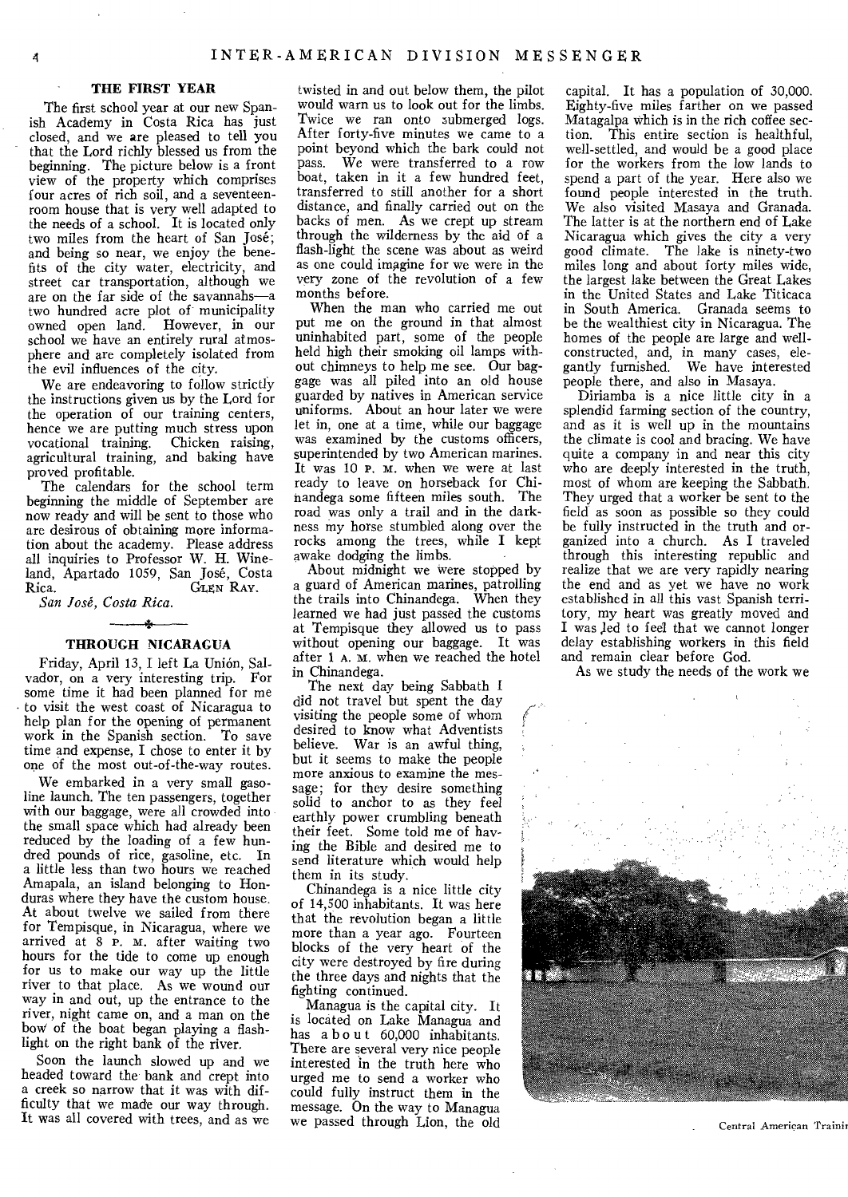### THE FIRST YEAR

The first school year at our new Spanish Academy in Costa Rica has just closed, and we are pleased to tell you that the Lord richly blessed us from the beginning. The picture below is a front view of the property which comprises four acres of rich soil, and a seventeen-room house that is very well adapted to the needs of a school. It is located only two miles from the heart of San José; and being so near, we enjoy the benefits of the city water, electricity, and street car transportation, although we are on the far side of the savannahs—a two hundred acre plot of municipality owned open land. However, in our school we have an entirely rural atmosphere and are completely isolated from the evil influences of the city.

We are endeavoring to follow strictly the instructions given us by the Lord for the operation of our training centers, hence we are putting much stress upon vocational training. Chicken raising, agricultural training, and baking have proved profitable.

The calendars for the school term beginning the middle of September are now ready and will be sent to those who are desirous of obtaining more information about the academy. Please address all inquiries to Professor W. H. Wineland, Apartado 1059, San José, Costa Rica.

GLEN RAY.

*San José, Costa Rica.*

### THROUGH NICARAGUA

Friday, April 13, I left La Unión, Salvador, on a very interesting trip. For some time it had been planned for me to visit the west coast of Nicaragua to help plan for the opening of permanent work in the Spanish section. To save time and expense, I chose to enter it by one of the most out-of-the-way routes.

We embarked in a very small gasoline launch. The ten passengers, together with our baggage, were all crowded into the small space which had already been reduced by the loading of a few hundred pounds of rice, gasoline, etc. In a little less than two hours we reached Amapala, an island belonging to Honduras where they have the custom house. At about twelve we sailed from there for Tempisque, in Nicaragua, where we arrived at 8 P. M. after waiting two hours for the tide to come up enough for us to make our way up the little river to that place. As we wound our way in and out, up the entrance to the river, night came on, and a man on the bow of the boat began playing a flash-light on the right bank of the river.

Soon the launch slowed up and we headed toward the bank and crept into a creek so narrow that it was with difficulty that we made our way through. It was all covered with trees, and as we twisted in and out below them, the pilot would warn us to look out for the limbs. Twice we ran onto submerged logs. After forty-five minutes we came to a point beyond which the bark could not pass. We were transferred to a row boat, taken in it a few hundred feet, transferred to still another for a short distance, and finally carried out on the backs of men. As we crept up stream through the wilderness by the aid of a flash-light the scene was about as weird as one could imagine for we were in the very zone of the revolution of a few months before.

When the man who carried me out put me on the ground in that almost uninhabited part, some of the people held high their smoking oil lamps without chimneys to help me see. Our baggage was all piled into an old house guarded by natives in American service uniforms. About an hour later we were let in, one at a time, while our baggage was examined by the customs officers, superintended by two American marines. It was 10 P. M. when we were at last ready to leave on horseback for Chinandega some fifteen miles south. The road was only a trail and in the darkness my horse stumbled along over the rocks among the trees, while I kept awake dodging the limbs.

About midnight we were stopped by a guard of American marines, patrolling the trails into Chinandega. When they learned we had just passed the customs at Tempisque they allowed us to pass without opening our baggage. It was after 1 A. M. when we reached the hotel in Chinandega.

The next day being Sabbath I did not travel but spent the day visiting the people some of whom desired to know what Adventists believe. War is an awful thing, but it seems to make the people more anxious to examine the message; for they desire something solid to anchor to as they feel earthly power crumbling beneath their feet. Some told me of having the Bible and desired me to send literature which would help them in its study.

Chinandega is a nice little city of 14,500 inhabitants. It was here that the revolution began a little more than a year ago. Fourteen blocks of the very heart of the city were destroyed by fire during the three days and nights that the fighting continued.

Managua is the capital city. It is located on Lake Managua and has about 60,000 inhabitants. There are several very nice people interested in the truth here who urged me to send a worker who could fully instruct them in the message. On the way to Managua we passed through Lion, the old capital. It has a population of 30,000. Eighty-five miles farther on we passed Matagalpa which is in the rich coffee section. This entire section is healthful, well-settled, and would be a good place for the workers from the low lands to spend a part of the year. Here also we found people interested in the truth. We also visited Masaya and Granada. The latter is at the northern end of Lake Nicaragua which gives the city a very good climate. The lake is ninety-two miles long and about forty miles wide, the largest lake between the Great Lakes in the United States and Lake Titicaca in South America. Granada seems to be the wealthiest city in Nicaragua. The homes of the people are large and well-constructed, and, in many cases, elegantly furnished. We have interested people there, and also in Masaya.

Diriamba is a nice little city in a splendid farming section of the country, and as it is well up in the mountains the climate is cool and bracing. We have quite a company in and near this city who are deeply interested in the truth, most of whom are keeping the Sabbath. They urged that a worker be sent to the field as soon as possible so they could be fully instructed in the truth and organized into a church. As I traveled through this interesting republic and realize that we are very rapidly nearing the end and as yet we have no work established in all this vast Spanish territory, my heart was greatly moved and I was led to feel that we cannot longer delay establishing workers in this field and remain clear before God.

As we study the needs of the work we

Central American Trainin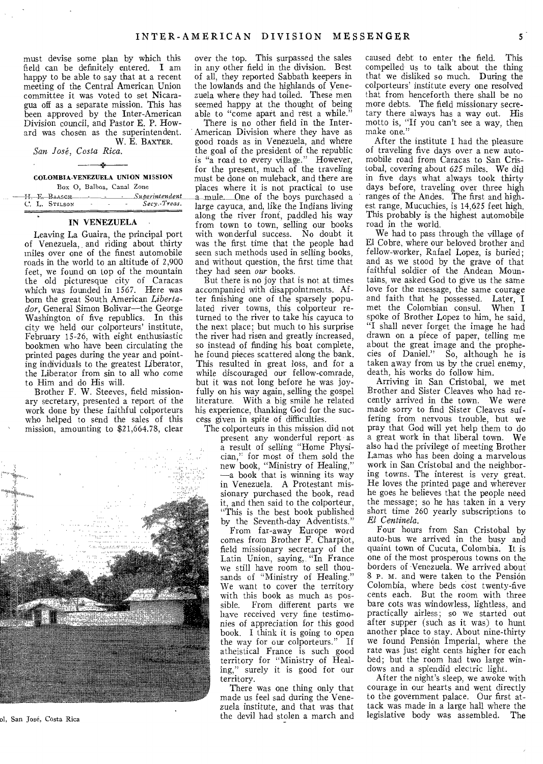must devise some plan by which this field can be definitely entered. I am happy to be able to say that at a recent meeting of the Central American Union committee it was voted to set Nicaragua off as a separate mission. This has been approved by the Inter-American Division council, and Pastor E. P. Howard was chosen as the superintendent.

W. E. BAXTER.

*San José, Costa Rica.*

**COLOMBIA-VENEZUELA UNION MISSION**

Box O, Balboa, Canal Zone

H. E. BAASCH - - - *Superintendent*
C. L. STILSON - - - *Secy.-Treas.*

## IN VENEZUELA

Leaving La Guaira, the principal port of Venezuela, and riding about thirty miles over one of the finest automobile roads in the world to an altitude of 2,900 feet, we found on top of the mountain the old picturesque city of Caracas which was founded in 1567. Here was born the great South American *Libertador*, General Simon Bolivar—the George Washington of five republics. In this city we held our colporteurs' institute, February 15-26, with eight enthusiastic bookmen who have been circulating the printed pages during the year and pointing individuals to the greatest Liberator, the Liberator from sin to all who come to Him and do His will.

Brother F. W. Steeves, field missionary secretary, presented a report of the work done by these faithful colporteurs who helped to send the sales of this mission, amounting to $21,664.78, clear over the top. This surpassed the sales in any other field in the division. Best of all, they reported Sabbath keepers in the lowlands and the highlands of Venezuela where they had toiled. These men seemed happy at the thought of being able to "come apart and rest a while."

There is no other field in the Inter-American Division where they have as good roads as in Venezuela, and where the goal of the president of the republic is "a road to every village." However, for the present, much of the traveling must be done on muleback, and there are places where it is not practical to use a mule. One of the boys purchased a large cayuca, and, like the Indians living along the river front, paddled his way from town to town, selling our books with wonderful success. No doubt it was the first time that the people had seen such methods used in selling books, and without question, the first time that they had seen *our* books.

But there is no joy that is not at times accompanied with disappointments. After finishing one of the sparsely populated river towns, this colporteur returned to the river to take his cayuca to the next place; but much to his surprise the river had risen and greatly increased, so instead of finding his boat complete, he found pieces scattered along the bank. This resulted in great loss, and for a while discouraged our fellow-comrade, but it was not long before he was joyfully on his way again, selling the gospel literature. With a big smile he related his experience, thanking God for the success given in spite of difficulties.

The colporteurs in this mission did not present any wonderful report as a result of selling "Home Physician," for most of them sold the new book, "Ministry of Healing,"—a book that is winning its way in Venezuela. A Protestant missionary purchased the book, read it, and then said to the colporteur, "This is the best book published by the Seventh-day Adventists."

From far-away Europe word comes from Brother F. Charpiot, field missionary secretary of the Latin Union, saying, "In France we still have room to sell thousands of "Ministry of Healing." We want to cover the territory with this book as much as possible. From different parts we have received very fine testimonies of appreciation for this good book. I think it is going to open the way for our colporteurs." If atheistical France is such good territory for "Ministry of Healing," surely it is good for our territory.

There was one thing only that made us feel sad during the Venezuela institute, and that was that the devil had stolen a march and caused debt to enter the field. This compelled us to talk about the thing that we disliked so much. During the colporteurs' institute every one resolved that from henceforth there shall be no more debts. The field missionary secretary there always has a way out. His motto is, "If you can't see a way, then make one."

After the institute I had the pleasure of traveling five days over a new automobile road from Caracas to San Cristobal, covering about 625 miles. We did in five days what always took thirty days before, traveling over three high ranges of the Andes. The first and highest range, Mucuchies, is 14,625 feet high. This probably is the highest automobile road in the world.

We had to pass through the village of El Cobre, where our beloved brother and fellow-worker, Rafael Lopez, is buried; and as we stood by the grave of that faithful soldier of the Andean Mountains, we asked God to give us the same love for the message, the same courage and faith that he possessed. Later, I met the Colombian consul. When I spoke of Brother Lopez to him, he said, "I shall never forget the image he had drawn on a piece of paper, telling me about the great image and the prophecies of Daniel." So, although he is taken away from us by the cruel enemy, death, his works do follow him.

Arriving in San Cristobal, we met Brother and Sister Cleaves who had recently arrived in the town. We were made sorry to find Sister Cleaves suffering from nervous trouble, but we pray that God will yet help them to do a great work in that liberal town. We also had the privilege of meeting Brother Lamas who has been doing a marvelous work in San Cristobal and the neighboring towns. The interest is very great. He loves the printed page and wherever he goes he believes that the people need the message; so he has taken in a very short time 260 yearly subscriptions to *El Centinela*.

Four hours from San Cristobal by auto-bus we arrived in the busy and quaint town of Cucuta, Colombia. It is one of the most prosperous towns on the borders of Venezuela. We arrived about 8 P. M. and were taken to the Pensión Colombia, where beds cost twenty-five cents each. But the room with three bare cots was windowless, lightless, and practically airless; so we started out after supper (such as it was) to hunt another place to stay. About nine-thirty we found Pensión Imperial, where the rate was just eight cents higher for each bed; but the room had two large windows and a splendid electric light.

After the night's sleep, we awoke with courage in our hearts and went directly to the government palace. Our first attack was made in a large hall where the legislative body was assembled. The

ol, San José, Costa Rica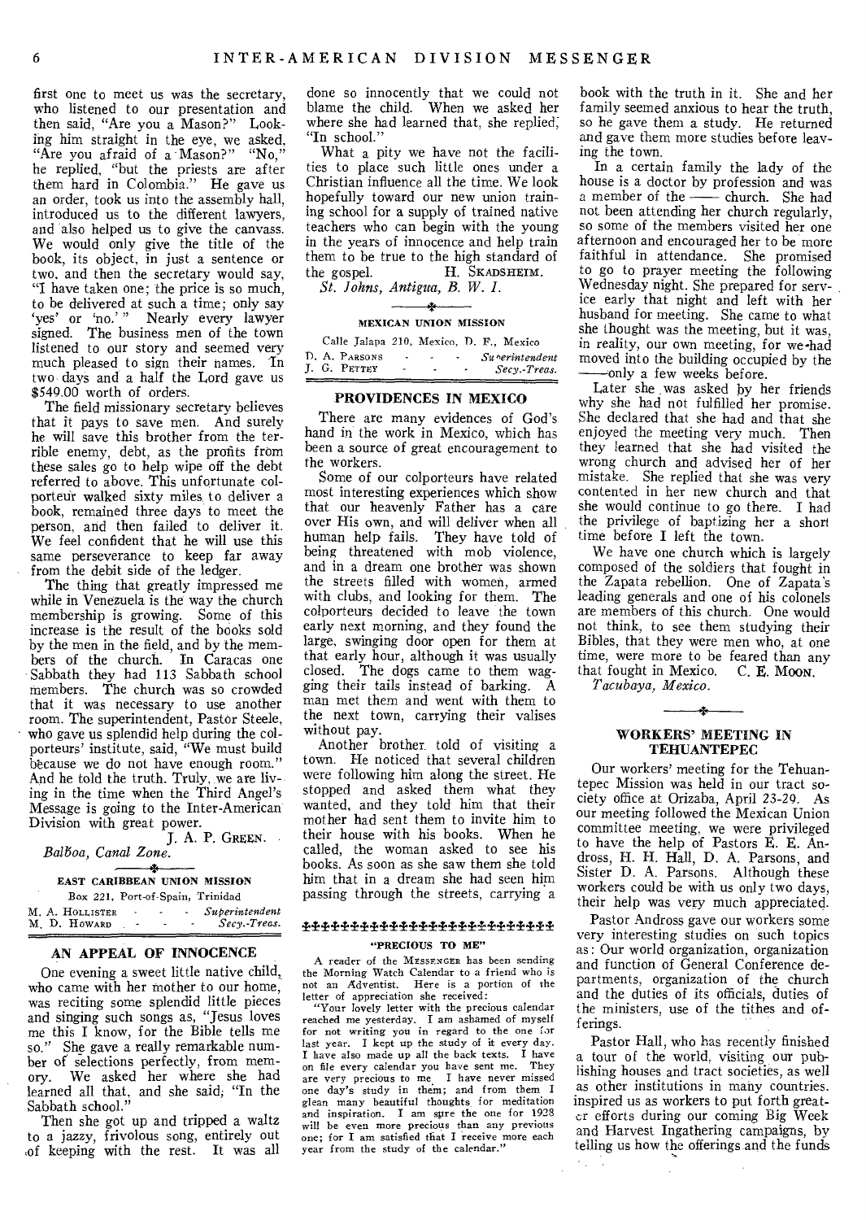first one to meet us was the secretary, who listened to our presentation and then said, "Are you a Mason?" Looking him straight in the eye, we asked, "Are you afraid of a Mason?" "No," he replied, "but the priests are after them hard in Colombia." He gave us an order, took us into the assembly hall, introduced us to the different lawyers, and also helped us to give the canvass. We would only give the title of the book, its object, in just a sentence or two, and then the secretary would say, "I have taken one; the price is so much, to be delivered at such a time; only say 'yes' or 'no.'" Nearly every lawyer signed. The business men of the town listened to our story and seemed very much pleased to sign their names. In two days and a half the Lord gave us $549.00 worth of orders.

The field missionary secretary believes that it pays to save men. And surely he will save this brother from the terrible enemy, debt, as the profits from these sales go to help wipe off the debt referred to above. This unfortunate colporteur walked sixty miles to deliver a book, remained three days to meet the person, and then failed to deliver it. We feel confident that he will use this same perseverance to keep far away from the debit side of the ledger.

The thing that greatly impressed me while in Venezuela is the way the church membership is growing. Some of this increase is the result of the books sold by the men in the field, and by the members of the church. In Caracas one Sabbath they had 113 Sabbath school members. The church was so crowded that it was necessary to use another room. The superintendent, Pastor Steele, who gave us splendid help during the colporteurs' institute, said, "We must build because we do not have enough room." And he told the truth. Truly, we are living in the time when the Third Angel's Message is going to the Inter-American Division with great power.

J. A. P. GREEN.

*Balboa, Canal Zone.*

## EAST CARIBBEAN UNION MISSION

Box 221, Port-of-Spain, Trinidad

M. A. HOLLISTER - - - *Superintendent*
M. D. HOWARD - - - *Secy.-Treas.*

### AN APPEAL OF INNOCENCE

One evening a sweet little native child, who came with her mother to our home, was reciting some splendid little pieces and singing such songs as, "Jesus loves me this I know, for the Bible tells me so." She gave a really remarkable number of selections perfectly, from memory. We asked her where she had learned all that, and she said, "In the Sabbath school."

Then she got up and tripped a waltz to a jazzy, frivolous song, entirely out of keeping with the rest. It was all done so innocently that we could not blame the child. When we asked her where she had learned that, she replied, "In school."

What a pity we have not the facilities to place such little ones under a Christian influence all the time. We look hopefully toward our new union training school for a supply of trained native teachers who can begin with the young in the years of innocence and help train them to be true to the high standard of the gospel.

H. SKADSHEIM.

*St. Johns, Antigua, B. W. I.*

## MEXICAN UNION MISSION

Calle Jalapa 210, Mexico, D. F., Mexico

D. A. PARSONS - - - *Superintendent*
J. G. PETTEY - - - *Secy.-Treas.*

### PROVIDENCES IN MEXICO

There are many evidences of God's hand in the work in Mexico, which has been a source of great encouragement to the workers.

Some of our colporteurs have related most interesting experiences which show that our heavenly Father has a care over His own, and will deliver when all human help fails. They have told of being threatened with mob violence, and in a dream one brother was shown the streets filled with women, armed with clubs, and looking for them. The colporteurs decided to leave the town early next morning, and they found the large, swinging door open for them at that early hour, although it was usually closed. The dogs came to them wagging their tails instead of barking. A man met them and went with them to the next town, carrying their valises without pay.

Another brother told of visiting a town. He noticed that several children were following him along the street. He stopped and asked them what they wanted, and they told him that their mother had sent them to invite him to their house with his books. When he called, the woman asked to see his books. As soon as she saw them she told him that in a dream she had seen him passing through the streets, carrying a book with the truth in it. She and her family seemed anxious to hear the truth, so he gave them a study. He returned and gave them more studies before leaving the town.

In a certain family the lady of the house is a doctor by profession and was a member of the —— church. She had not been attending her church regularly, so some of the members visited her one afternoon and encouraged her to be more faithful in attendance. She promised to go to prayer meeting the following Wednesday night. She prepared for service early that night and left with her husband for meeting. She came to what she thought was the meeting, but it was, in reality, our own meeting, for we had moved into the building occupied by the ——only a few weeks before.

Later she was asked by her friends why she had not fulfilled her promise. She declared that she had and that she enjoyed the meeting very much. Then they learned that she had visited the wrong church and advised her of her mistake. She replied that she was very contented in her new church and that she would continue to go there. I had the privilege of baptizing her a short time before I left the town.

We have one church which is largely composed of the soldiers that fought in the Zapata rebellion. One of Zapata's leading generals and one of his colonels are members of this church. One would not think, to see them studying their Bibles, that they were men who, at one time, were more to be feared than any that fought in Mexico.

C. E. MOON.

*Tacubaya, Mexico.*

---

**"PRECIOUS TO ME"**

A reader of the MESSENGER has been sending the Morning Watch Calendar to a friend who is not an Adventist. Here is a portion of the letter of appreciation she received:

"Your lovely letter with the precious calendar reached me yesterday. I am ashamed of myself for not writing you in regard to the one for last year. I kept up the study of it every day. I have also made up all the back texts. I have on file every calendar you have sent me. They are very precious to me. I have never missed one day's study in them; and from them I glean many beautiful thoughts for meditation and inspiration. I am sure the one for 1928 will be even more precious than any previous one; for I am satisfied that I receive more each year from the study of the calendar."

---

### WORKERS' MEETING IN TEHUANTEPEC

Our workers' meeting for the Tehuantepec Mission was held in our tract society office at Orizaba, April 23-29. As our meeting followed the Mexican Union committee meeting, we were privileged to have the help of Pastors E. E. Andross, H. H. Hall, D. A. Parsons, and Sister D. A. Parsons. Although these workers could be with us only two days, their help was very much appreciated.

Pastor Andross gave our workers some very interesting studies on such topics as: Our world organization, organization and function of General Conference departments, organization of the church and the duties of its officials, duties of the ministers, use of the tithes and offerings.

Pastor Hall, who has recently finished a tour of the world, visiting our publishing houses and tract societies, as well as other institutions in many countries, inspired us as workers to put forth greater efforts during our coming Big Week and Harvest Ingathering campaigns, by telling us how the offerings and the funds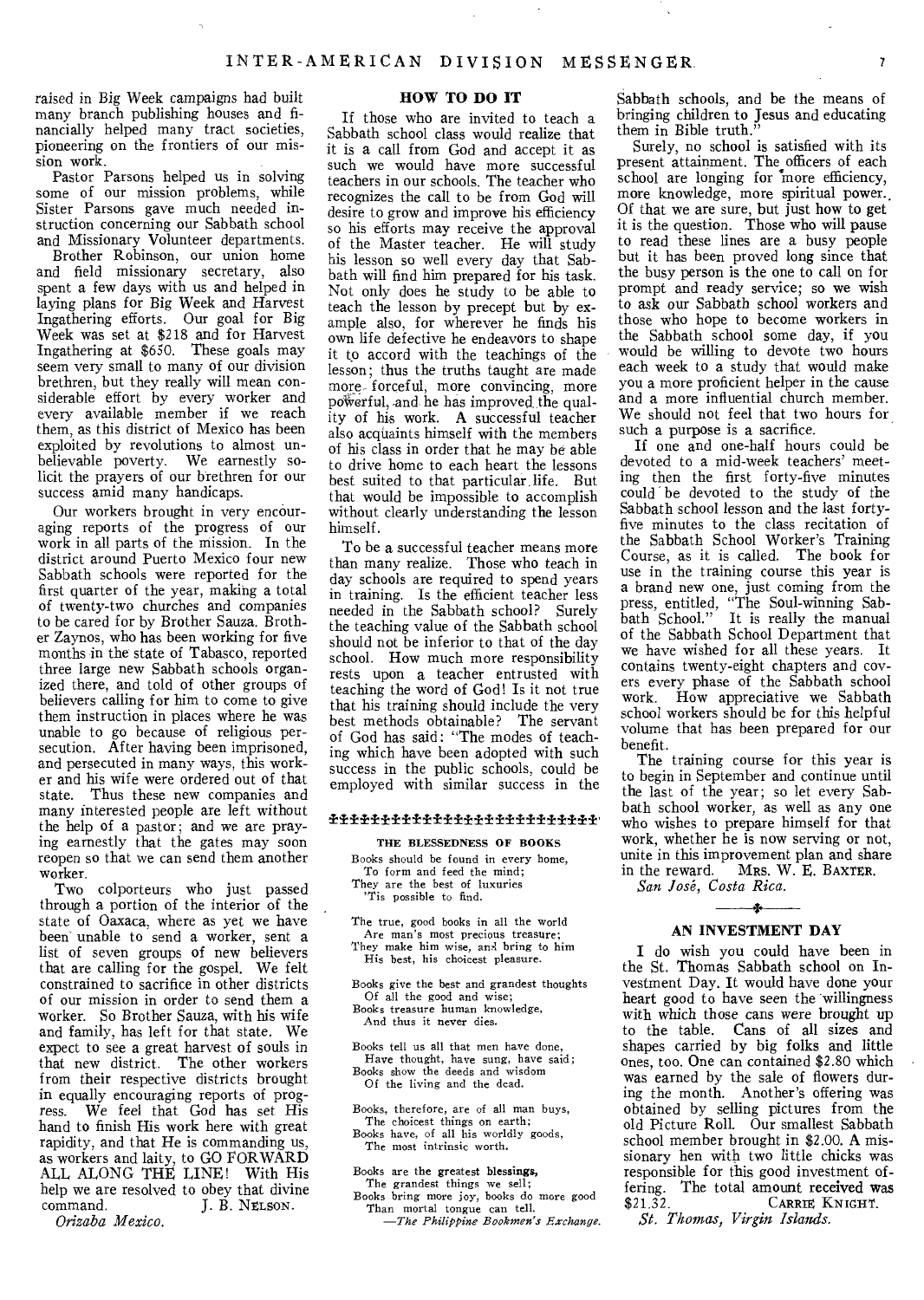raised in Big Week campaigns had built many branch publishing houses and financially helped many tract societies, pioneering on the frontiers of our mission work.

Pastor Parsons helped us in solving some of our mission problems, while Sister Parsons gave much needed instruction concerning our Sabbath school and Missionary Volunteer departments.

Brother Robinson, our union home and field missionary secretary, also spent a few days with us and helped in laying plans for Big Week and Harvest Ingathering efforts. Our goal for Big Week was set at $218 and for Harvest Ingathering at $650. These goals may seem very small to many of our division brethren, but they really will mean considerable effort by every worker and every available member if we reach them, as this district of Mexico has been exploited by revolutions to almost unbelievable poverty. We earnestly solicit the prayers of our brethren for our success amid many handicaps.

Our workers brought in very encouraging reports of the progress of our work in all parts of the mission. In the district around Puerto Mexico four new Sabbath schools were reported for the first quarter of the year, making a total of twenty-two churches and companies to be cared for by Brother Sauza. Brother Zaynos, who has been working for five months in the state of Tabasco, reported three large new Sabbath schools organized there, and told of other groups of believers calling for him to come to give them instruction in places where he was unable to go because of religious persecution. After having been imprisoned, and persecuted in many ways, this worker and his wife were ordered out of that state. Thus these new companies and many interested people are left without the help of a pastor; and we are praying earnestly that the gates may soon reopen so that we can send them another worker.

Two colporteurs who just passed through a portion of the interior of the state of Oaxaca, where as yet we have been unable to send a worker, sent a list of seven groups of new believers that are calling for the gospel. We felt constrained to sacrifice in other districts of our mission in order to send them a worker. So Brother Sauza, with his wife and family, has left for that state. We expect to see a great harvest of souls in that new district. The other workers from their respective districts brought in equally encouraging reports of progress. We feel that God has set His hand to finish His work here with great rapidity, and that He is commanding us, as workers and laity, to GO FORWARD ALL ALONG THE LINE! With His help we are resolved to obey that divine command. J. B. NELSON.

*Orizaba Mexico.*

## HOW TO DO IT

If those who are invited to teach a Sabbath school class would realize that it is a call from God and accept it as such we would have more successful teachers in our schools. The teacher who recognizes the call to be from God will desire to grow and improve his efficiency so his efforts may receive the approval of the Master teacher. He will study his lesson so well every day that Sabbath will find him prepared for his task. Not only does he study to be able to teach the lesson by precept but by example also, for wherever he finds his own life defective he endeavors to shape it to accord with the teachings of the lesson; thus the truths taught are made more forceful, more convincing, more powerful, and he has improved the quality of his work. A successful teacher also acquaints himself with the members of his class in order that he may be able to drive home to each heart the lessons best suited to that particular life. But that would be impossible to accomplish without clearly understanding the lesson himself.

To be a successful teacher means more than many realize. Those who teach in day schools are required to spend years in training. Is the efficient teacher less needed in the Sabbath school? Surely the teaching value of the Sabbath school should not be inferior to that of the day school. How much more responsibility rests upon a teacher entrusted with teaching the word of God! Is it not true that his training should include the very best methods obtainable? The servant of God has said: "The modes of teaching which have been adopted with such success in the public schools, could be employed with similar success in the Sabbath schools, and be the means of bringing children to Jesus and educating them in Bible truth."

Surely, no school is satisfied with its present attainment. The officers of each school are longing for more efficiency, more knowledge, more spiritual power. Of that we are sure, but just how to get it is the question. Those who will pause to read these lines are a busy people but it has been proved long since that the busy person is the one to call on for prompt and ready service; so we wish to ask our Sabbath school workers and those who hope to become workers in the Sabbath school some day, if you would be willing to devote two hours each week to a study that would make you a more proficient helper in the cause and a more influential church member. We should not feel that two hours for such a purpose is a sacrifice.

If one and one-half hours could be devoted to a mid-week teachers' meeting then the first forty-five minutes could be devoted to the study of the Sabbath school lesson and the last forty-five minutes to the class recitation of the Sabbath School Worker's Training Course, as it is called. The book for use in the training course this year is a brand new one, just coming from the press, entitled, "The Soul-winning Sabbath School." It is really the manual of the Sabbath School Department that we have wished for all these years. It contains twenty-eight chapters and covers every phase of the Sabbath school work. How appreciative we Sabbath school workers should be for this helpful volume that has been prepared for our benefit.

The training course for this year is to begin in September and continue until the last of the year; so let every Sabbath school worker, as well as any one who wishes to prepare himself for that work, whether he is now serving or not, unite in this improvement plan and share in the reward. MRS. W. E. BAXTER.

*San José, Costa Rica.*

### THE BLESSEDNESS OF BOOKS

Books should be found in every home,
To form and feed the mind;
They are the best of luxuries
'Tis possible to find.

The true, good books in all the world
Are man's most precious treasure;
They make him wise, and bring to him
His best, his choicest pleasure.

Books give the best and grandest thoughts
Of all the good and wise;
Books treasure human knowledge,
And thus it never dies.

Books tell us all that men have done,
Have thought, have sung, have said;
Books show the deeds and wisdom
Of the living and the dead.

Books, therefore, are of all man buys,
The choicest things on earth;
Books have, of all his worldly goods,
The most intrinsic worth.

Books are the greatest blessings,
The grandest things we sell;
Books bring more joy, books do more good
Than mortal tongue can tell.

—*The Philippine Bookmen's Exchange.*

## AN INVESTMENT DAY

I do wish you could have been in the St. Thomas Sabbath school on Investment Day. It would have done your heart good to have seen the willingness with which those cans were brought up to the table. Cans of all sizes and shapes carried by big folks and little ones, too. One can contained $2.80 which was earned by the sale of flowers during the month. Another's offering was obtained by selling pictures from the old Picture Roll. Our smallest Sabbath school member brought in $2.00. A missionary hen with two little chicks was responsible for this good investment offering. The total amount received was $21.32. CARRIE KNIGHT.

*St. Thomas, Virgin Islands.*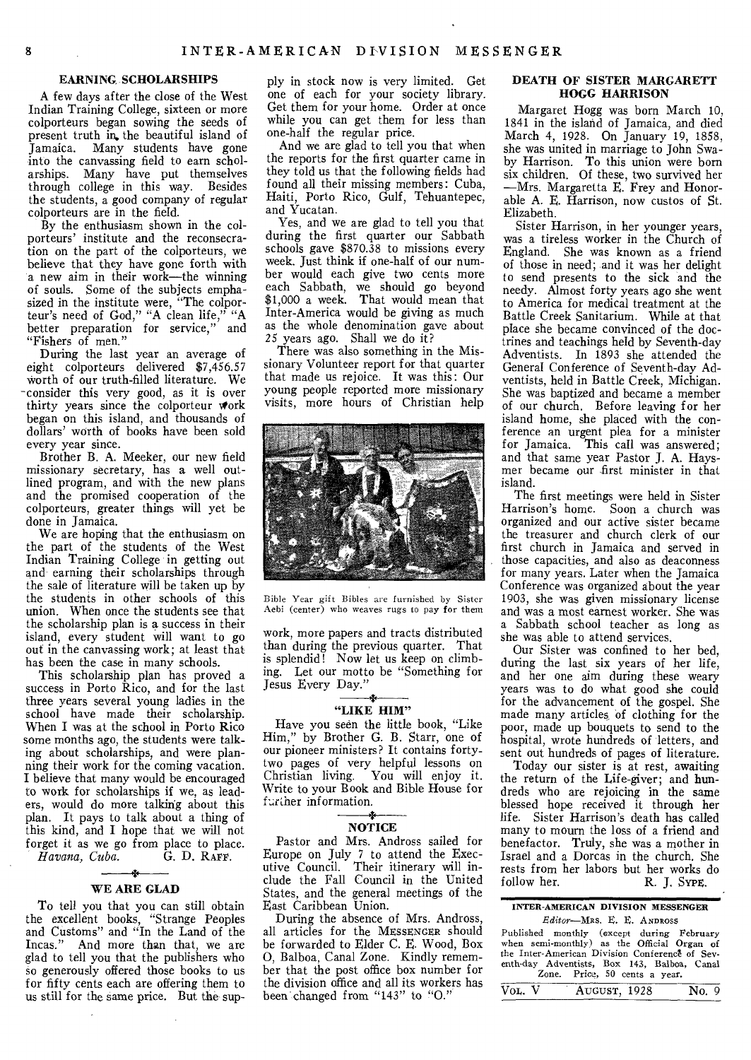## EARNING SCHOLARSHIPS

A few days after the close of the West Indian Training College, sixteen or more colporteurs began sowing the seeds of present truth in the beautiful island of Jamaica. Many students have gone into the canvassing field to earn scholarships. Many have put themselves through college in this way. Besides the students, a good company of regular colporteurs are in the field.

By the enthusiasm shown in the colporteurs' institute and the reconsecration on the part of the colporteurs, we believe that they have gone forth with a new aim in their work—the winning of souls. Some of the subjects emphasized in the institute were, "The colporteur's need of God," "A clean life," "A better preparation for service," and "Fishers of men."

During the last year an average of eight colporteurs delivered $7,456.57 worth of our truth-filled literature. We consider this very good, as it is over thirty years since the colporteur work began on this island, and thousands of dollars' worth of books have been sold every year since.

Brother B. A. Meeker, our new field missionary secretary, has a well outlined program, and with the new plans and the promised cooperation of the colporteurs, greater things will yet be done in Jamaica.

We are hoping that the enthusiasm on the part of the students of the West Indian Training College in getting out and earning their scholarships through the sale of literature will be taken up by the students in other schools of this union. When once the students see that the scholarship plan is a success in their island, every student will want to go out in the canvassing work; at least that has been the case in many schools.

This scholarship plan has proved a success in Porto Rico, and for the last three years several young ladies in the school have made their scholarship. When I was at the school in Porto Rico some months ago, the students were talking about scholarships, and were planning their work for the coming vacation. I believe that many would be encouraged to work for scholarships if we, as leaders, would do more talking about this plan. It pays to talk about a thing of this kind, and I hope that we will not forget it as we go from place to place.

*Havana, Cuba.* G. D. RAFF.

## WE ARE GLAD

To tell you that you can still obtain the excellent books, "Strange Peoples and Customs" and "In the Land of the Incas." And more than that, we are glad to tell you that the publishers who so generously offered those books to us for fifty cents each are offering them to us still for the same price. But the supply in stock now is very limited. Get one of each for your society library. Get them for your home. Order at once while you can get them for less than one-half the regular price.

And we are glad to tell you that when the reports for the first quarter came in they told us that the following fields had found all their missing members: Cuba, Haiti, Porto Rico, Gulf, Tehuantepec, and Yucatan.

Yes, and we are glad to tell you that during the first quarter our Sabbath schools gave $870.38 to missions every week. Just think if one-half of our number would each give two cents more each Sabbath, we should go beyond $1,000 a week. That would mean that Inter-America would be giving as much as the whole denomination gave about 25 years ago. Shall we do it?

There was also something in the Missionary Volunteer report for that quarter that made us rejoice. It was this: Our young people reported more missionary visits, more hours of Christian help work, more papers and tracts distributed than during the previous quarter. That is splendid! Now let us keep on climbing. Let our motto be "Something for Jesus Every Day."

Bible Year gift Bibles are furnished by Sister Aebi (center) who weaves rugs to pay for them

## "LIKE HIM"

Have you seen the little book, "Like Him," by Brother G. B. Starr, one of our pioneer ministers? It contains forty-two pages of very helpful lessons on Christian living. You will enjoy it. Write to your Book and Bible House for further information.

## NOTICE

Pastor and Mrs. Andross sailed for Europe on July 7 to attend the Executive Council. Their itinerary will include the Fall Council in the United States, and the general meetings of the East Caribbean Union.

During the absence of Mrs. Andross, all articles for the MESSENGER should be forwarded to Elder C. E. Wood, Box O, Balboa, Canal Zone. Kindly remember that the post office box number for the division office and all its workers has been changed from "143" to "O."

## DEATH OF SISTER MARGARETT HOGG HARRISON

Margaret Hogg was born March 10, 1841 in the island of Jamaica, and died March 4, 1928. On January 19, 1858, she was united in marriage to John Swaby Harrison. To this union were born six children. Of these, two survived her —Mrs. Margaretta E. Frey and Honorable A. E. Harrison, now custos of St. Elizabeth.

Sister Harrison, in her younger years, was a tireless worker in the Church of England. She was known as a friend of those in need; and it was her delight to send presents to the sick and the needy. Almost forty years ago she went to America for medical treatment at the Battle Creek Sanitarium. While at that place she became convinced of the doctrines and teachings held by Seventh-day Adventists. In 1893 she attended the General Conference of Seventh-day Adventists, held in Battle Creek, Michigan. She was baptized and became a member of our church. Before leaving for her island home, she placed with the conference an urgent plea for a minister for Jamaica. This call was answered; and that same year Pastor J. A. Haysmer became our first minister in that island.

The first meetings were held in Sister Harrison's home. Soon a church was organized and our active sister became the treasurer and church clerk of our first church in Jamaica and served in those capacities, and also as deaconness for many years. Later when the Jamaica Conference was organized about the year 1903, she was given missionary license and was a most earnest worker. She was a Sabbath school teacher as long as she was able to attend services.

Our Sister was confined to her bed, during the last six years of her life, and her one aim during these weary years was to do what good she could for the advancement of the gospel. She made many articles of clothing for the poor, made up bouquets to send to the hospital, wrote hundreds of letters, and sent out hundreds of pages of literature.

Today our sister is at rest, awaiting the return of the Life-giver; and hundreds who are rejoicing in the same blessed hope received it through her life. Sister Harrison's death has called many to mourn the loss of a friend and benefactor. Truly, she was a mother in Israel and a Dorcas in the church. She rests from her labors but her works do follow her. R. J. SYPE.

**INTER-AMERICAN DIVISION MESSENGER**

*Editor*—MRS. E. E. ANDROSS

Published monthly (except during February when semi-monthly) as the Official Organ of the Inter-American Division Conference of Seventh-day Adventists, Box 143, Balboa, Canal Zone. Price, 50 cents a year.

VOL. V AUGUST, 1928 No. 9